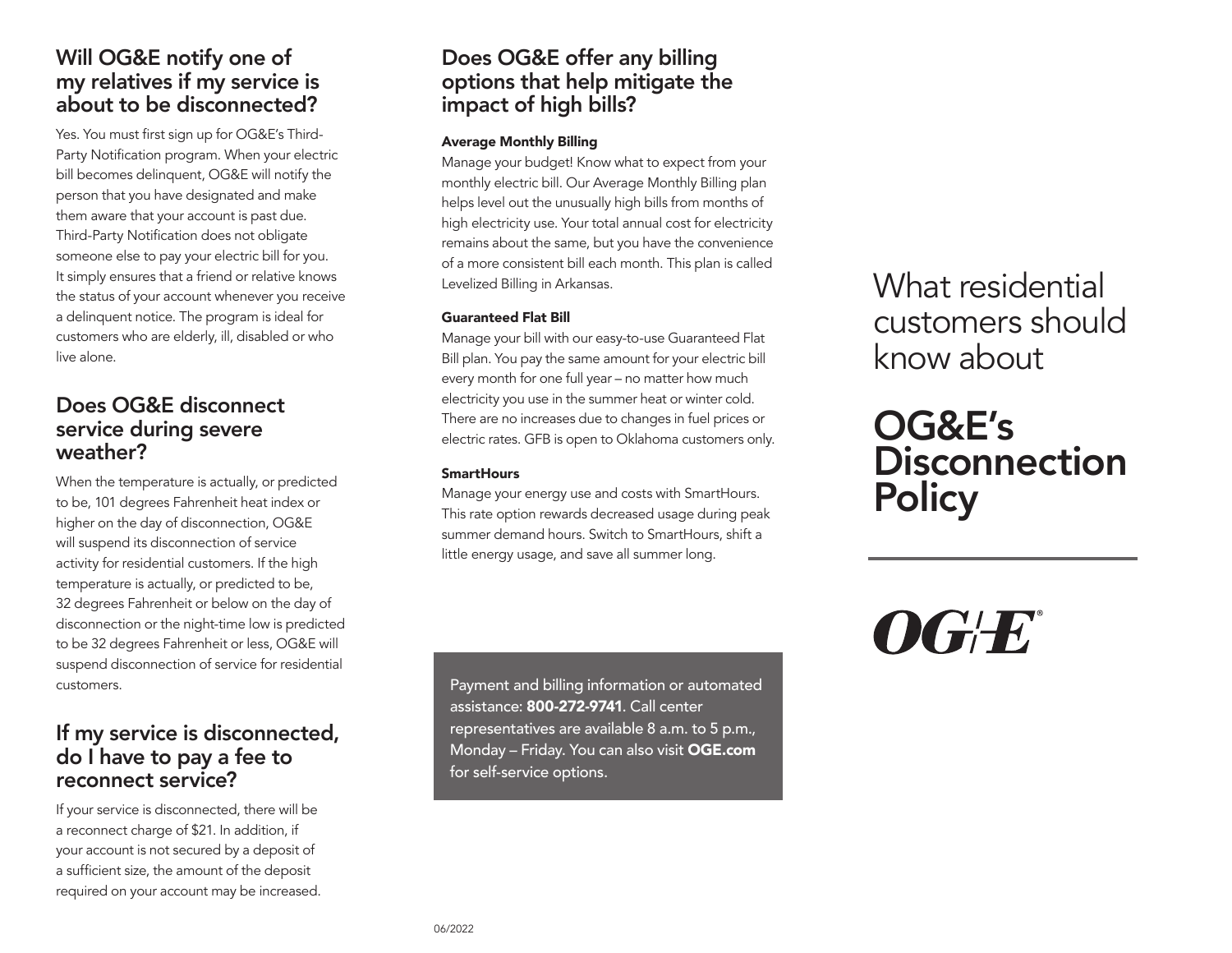## Will OG&E notify one of my relatives if my service is about to be disconnected?

Yes. You must first sign up for OG&E's Third-Party Notification program. When your electric bill becomes delinquent, OG&E will notify the person that you have designated and make them aware that your account is past due. Third-Party Notification does not obligate someone else to pay your electric bill for you. It simply ensures that a friend or relative knows the status of your account whenever you receive a delinquent notice. The program is ideal for customers who are elderly, ill, disabled or who live alone.

## Does OG&E disconnect service during severe weather?

When the temperature is actually, or predicted to be, 101 degrees Fahrenheit heat index or higher on the day of disconnection, OG&E will suspend its disconnection of service activity for residential customers. If the high temperature is actually, or predicted to be, 32 degrees Fahrenheit or below on the day of disconnection or the night-time low is predicted to be 32 degrees Fahrenheit or less, OG&E will suspend disconnection of service for residential customers.

## If my service is disconnected, do I have to pay a fee to reconnect service?

If your service is disconnected, there will be a reconnect charge of $21. In addition, if your account is not secured by a deposit of a sufficient size, the amount of the deposit required on your account may be increased.

## Does OG&E offer any billing options that help mitigate the impact of high bills?

**Average Monthly Billing**

Manage your budget! Know what to expect from your monthly electric bill. Our Average Monthly Billing plan helps level out the unusually high bills from months of high electricity use. Your total annual cost for electricity remains about the same, but you have the convenience of a more consistent bill each month. This plan is called Levelized Billing in Arkansas.

**Guaranteed Flat Bill**

Manage your bill with our easy-to-use Guaranteed Flat Bill plan. You pay the same amount for your electric bill every month for one full year – no matter how much electricity you use in the summer heat or winter cold. There are no increases due to changes in fuel prices or electric rates. GFB is open to Oklahoma customers only.

**SmartHours**

Manage your energy use and costs with SmartHours. This rate option rewards decreased usage during peak summer demand hours. Switch to SmartHours, shift a little energy usage, and save all summer long.

Payment and billing information or automated assistance: **800-272-9741**. Call center representatives are available 8 a.m. to 5 p.m., Monday – Friday. You can also visit **OGE.com** for self-service options.

06/2022

What residential customers should know about

# OG&E's Disconnection Policy

OG&E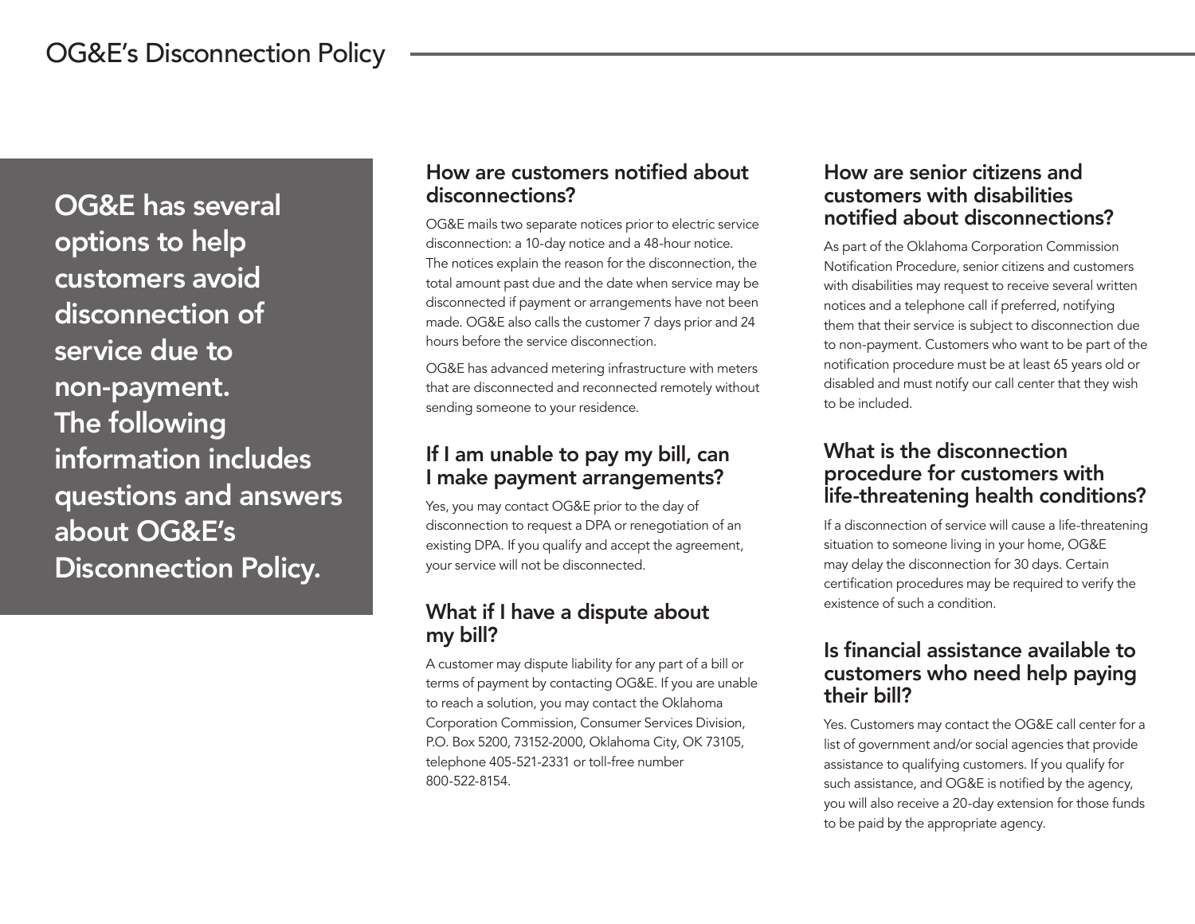# OG&E's Disconnection Policy

**OG&E has several options to help customers avoid disconnection of service due to non-payment. The following information includes questions and answers about OG&E's Disconnection Policy.**

## How are customers notified about disconnections?

OG&E mails two separate notices prior to electric service disconnection: a 10-day notice and a 48-hour notice. The notices explain the reason for the disconnection, the total amount past due and the date when service may be disconnected if payment or arrangements have not been made. OG&E also calls the customer 7 days prior and 24 hours before the service disconnection.

OG&E has advanced metering infrastructure with meters that are disconnected and reconnected remotely without sending someone to your residence.

## If I am unable to pay my bill, can I make payment arrangements?

Yes, you may contact OG&E prior to the day of disconnection to request a DPA or renegotiation of an existing DPA. If you qualify and accept the agreement, your service will not be disconnected.

## What if I have a dispute about my bill?

A customer may dispute liability for any part of a bill or terms of payment by contacting OG&E. If you are unable to reach a solution, you may contact the Oklahoma Corporation Commission, Consumer Services Division, P.O. Box 5200, 73152-2000, Oklahoma City, OK 73105, telephone 405-521-2331 or toll-free number 800-522-8154.

## How are senior citizens and customers with disabilities notified about disconnections?

As part of the Oklahoma Corporation Commission Notification Procedure, senior citizens and customers with disabilities may request to receive several written notices and a telephone call if preferred, notifying them that their service is subject to disconnection due to non-payment. Customers who want to be part of the notification procedure must be at least 65 years old or disabled and must notify our call center that they wish to be included.

## What is the disconnection procedure for customers with life-threatening health conditions?

If a disconnection of service will cause a life-threatening situation to someone living in your home, OG&E may delay the disconnection for 30 days. Certain certification procedures may be required to verify the existence of such a condition.

## Is financial assistance available to customers who need help paying their bill?

Yes. Customers may contact the OG&E call center for a list of government and/or social agencies that provide assistance to qualifying customers. If you qualify for such assistance, and OG&E is notified by the agency, you will also receive a 20-day extension for those funds to be paid by the appropriate agency.